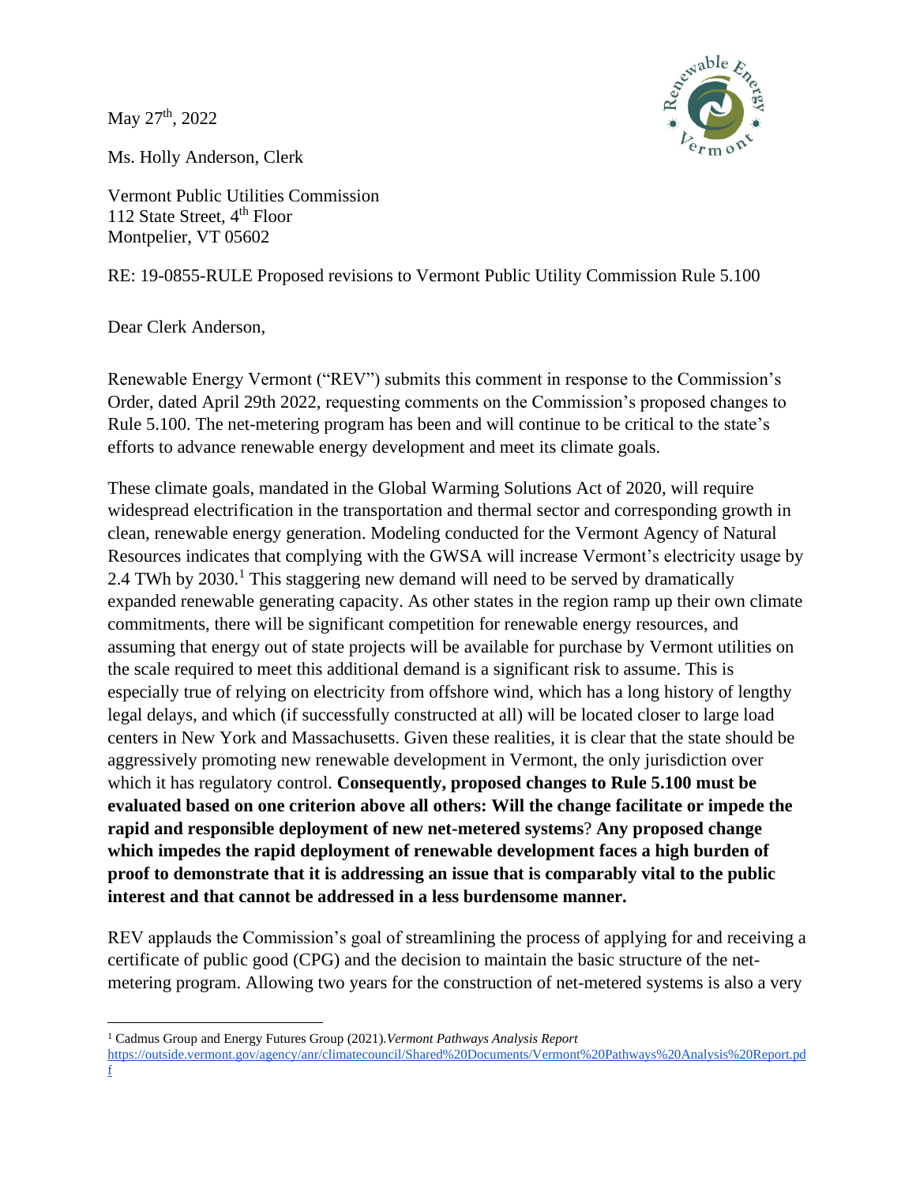May 27th, 2022

Ms. Holly Anderson, Clerk

Vermont Public Utilities Commission
112 State Street, 4th Floor
Montpelier, VT 05602

RE: 19-0855-RULE Proposed revisions to Vermont Public Utility Commission Rule 5.100

Dear Clerk Anderson,

Renewable Energy Vermont ("REV") submits this comment in response to the Commission's Order, dated April 29th 2022, requesting comments on the Commission's proposed changes to Rule 5.100. The net-metering program has been and will continue to be critical to the state's efforts to advance renewable energy development and meet its climate goals.

These climate goals, mandated in the Global Warming Solutions Act of 2020, will require widespread electrification in the transportation and thermal sector and corresponding growth in clean, renewable energy generation. Modeling conducted for the Vermont Agency of Natural Resources indicates that complying with the GWSA will increase Vermont's electricity usage by 2.4 TWh by 2030.[1] This staggering new demand will need to be served by dramatically expanded renewable generating capacity. As other states in the region ramp up their own climate commitments, there will be significant competition for renewable energy resources, and assuming that energy out of state projects will be available for purchase by Vermont utilities on the scale required to meet this additional demand is a significant risk to assume. This is especially true of relying on electricity from offshore wind, which has a long history of lengthy legal delays, and which (if successfully constructed at all) will be located closer to large load centers in New York and Massachusetts. Given these realities, it is clear that the state should be aggressively promoting new renewable development in Vermont, the only jurisdiction over which it has regulatory control. **Consequently, proposed changes to Rule 5.100 must be evaluated based on one criterion above all others: Will the change facilitate or impede the rapid and responsible deployment of new net-metered systems? Any proposed change which impedes the rapid deployment of renewable development faces a high burden of proof to demonstrate that it is addressing an issue that is comparably vital to the public interest and that cannot be addressed in a less burdensome manner.**

REV applauds the Commission's goal of streamlining the process of applying for and receiving a certificate of public good (CPG) and the decision to maintain the basic structure of the net-metering program. Allowing two years for the construction of net-metered systems is also a very

[1] Cadmus Group and Energy Futures Group (2021). *Vermont Pathways Analysis Report* https://outside.vermont.gov/agency/anr/climatecouncil/Shared%20Documents/Vermont%20Pathways%20Analysis%20Report.pdf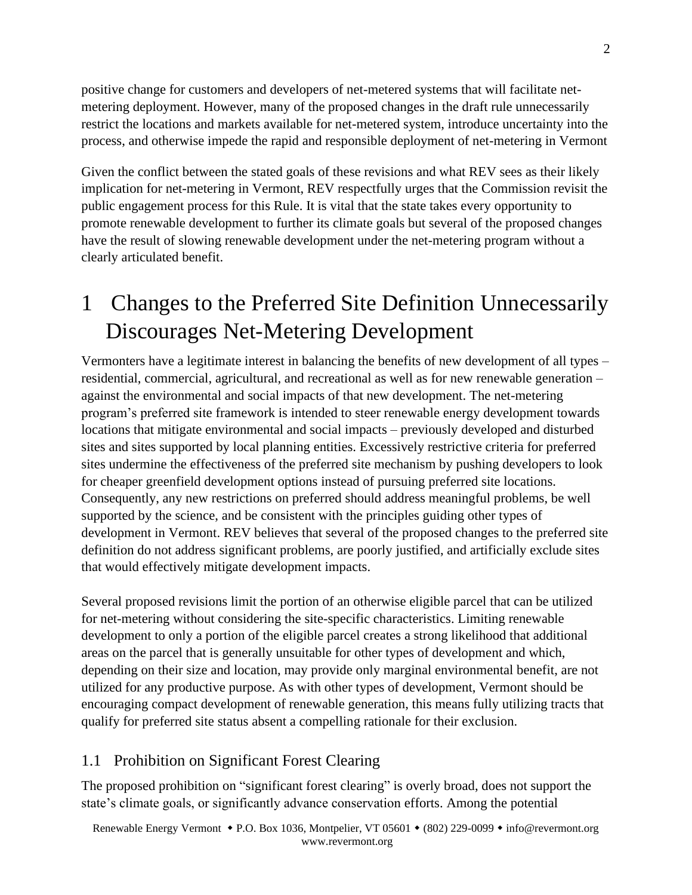positive change for customers and developers of net-metered systems that will facilitate net-metering deployment. However, many of the proposed changes in the draft rule unnecessarily restrict the locations and markets available for net-metered system, introduce uncertainty into the process, and otherwise impede the rapid and responsible deployment of net-metering in Vermont

Given the conflict between the stated goals of these revisions and what REV sees as their likely implication for net-metering in Vermont, REV respectfully urges that the Commission revisit the public engagement process for this Rule. It is vital that the state takes every opportunity to promote renewable development to further its climate goals but several of the proposed changes have the result of slowing renewable development under the net-metering program without a clearly articulated benefit.

# 1 Changes to the Preferred Site Definition Unnecessarily Discourages Net-Metering Development

Vermonters have a legitimate interest in balancing the benefits of new development of all types – residential, commercial, agricultural, and recreational as well as for new renewable generation – against the environmental and social impacts of that new development. The net-metering program's preferred site framework is intended to steer renewable energy development towards locations that mitigate environmental and social impacts – previously developed and disturbed sites and sites supported by local planning entities. Excessively restrictive criteria for preferred sites undermine the effectiveness of the preferred site mechanism by pushing developers to look for cheaper greenfield development options instead of pursuing preferred site locations. Consequently, any new restrictions on preferred should address meaningful problems, be well supported by the science, and be consistent with the principles guiding other types of development in Vermont. REV believes that several of the proposed changes to the preferred site definition do not address significant problems, are poorly justified, and artificially exclude sites that would effectively mitigate development impacts.

Several proposed revisions limit the portion of an otherwise eligible parcel that can be utilized for net-metering without considering the site-specific characteristics. Limiting renewable development to only a portion of the eligible parcel creates a strong likelihood that additional areas on the parcel that is generally unsuitable for other types of development and which, depending on their size and location, may provide only marginal environmental benefit, are not utilized for any productive purpose. As with other types of development, Vermont should be encouraging compact development of renewable generation, this means fully utilizing tracts that qualify for preferred site status absent a compelling rationale for their exclusion.

## 1.1 Prohibition on Significant Forest Clearing

The proposed prohibition on "significant forest clearing" is overly broad, does not support the state's climate goals, or significantly advance conservation efforts. Among the potential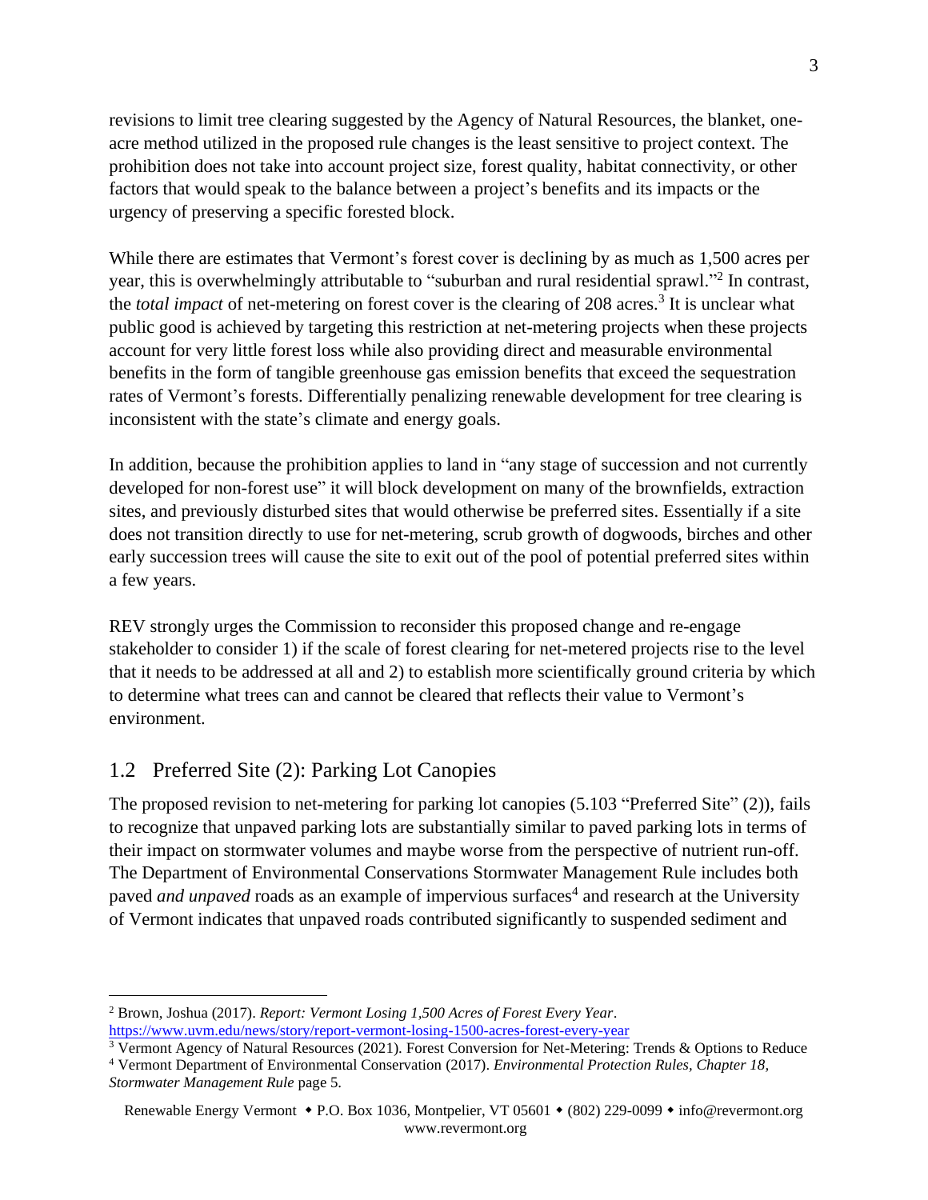revisions to limit tree clearing suggested by the Agency of Natural Resources, the blanket, one-acre method utilized in the proposed rule changes is the least sensitive to project context. The prohibition does not take into account project size, forest quality, habitat connectivity, or other factors that would speak to the balance between a project's benefits and its impacts or the urgency of preserving a specific forested block.

While there are estimates that Vermont's forest cover is declining by as much as 1,500 acres per year, this is overwhelmingly attributable to "suburban and rural residential sprawl."[2] In contrast, the *total impact* of net-metering on forest cover is the clearing of 208 acres.[3] It is unclear what public good is achieved by targeting this restriction at net-metering projects when these projects account for very little forest loss while also providing direct and measurable environmental benefits in the form of tangible greenhouse gas emission benefits that exceed the sequestration rates of Vermont's forests. Differentially penalizing renewable development for tree clearing is inconsistent with the state's climate and energy goals.

In addition, because the prohibition applies to land in "any stage of succession and not currently developed for non-forest use" it will block development on many of the brownfields, extraction sites, and previously disturbed sites that would otherwise be preferred sites. Essentially if a site does not transition directly to use for net-metering, scrub growth of dogwoods, birches and other early succession trees will cause the site to exit out of the pool of potential preferred sites within a few years.

REV strongly urges the Commission to reconsider this proposed change and re-engage stakeholder to consider 1) if the scale of forest clearing for net-metered projects rise to the level that it needs to be addressed at all and 2) to establish more scientifically ground criteria by which to determine what trees can and cannot be cleared that reflects their value to Vermont's environment.

## 1.2 Preferred Site (2): Parking Lot Canopies

The proposed revision to net-metering for parking lot canopies (5.103 "Preferred Site" (2)), fails to recognize that unpaved parking lots are substantially similar to paved parking lots in terms of their impact on stormwater volumes and maybe worse from the perspective of nutrient run-off. The Department of Environmental Conservations Stormwater Management Rule includes both paved *and unpaved* roads as an example of impervious surfaces[4] and research at the University of Vermont indicates that unpaved roads contributed significantly to suspended sediment and

---

[2] Brown, Joshua (2017). *Report: Vermont Losing 1,500 Acres of Forest Every Year*. https://www.uvm.edu/news/story/report-vermont-losing-1500-acres-forest-every-year

[3] Vermont Agency of Natural Resources (2021). Forest Conversion for Net-Metering: Trends & Options to Reduce

[4] Vermont Department of Environmental Conservation (2017). *Environmental Protection Rules, Chapter 18, Stormwater Management Rule* page 5.

Renewable Energy Vermont • P.O. Box 1036, Montpelier, VT 05601 • (802) 229-0099 • info@revermont.org www.revermont.org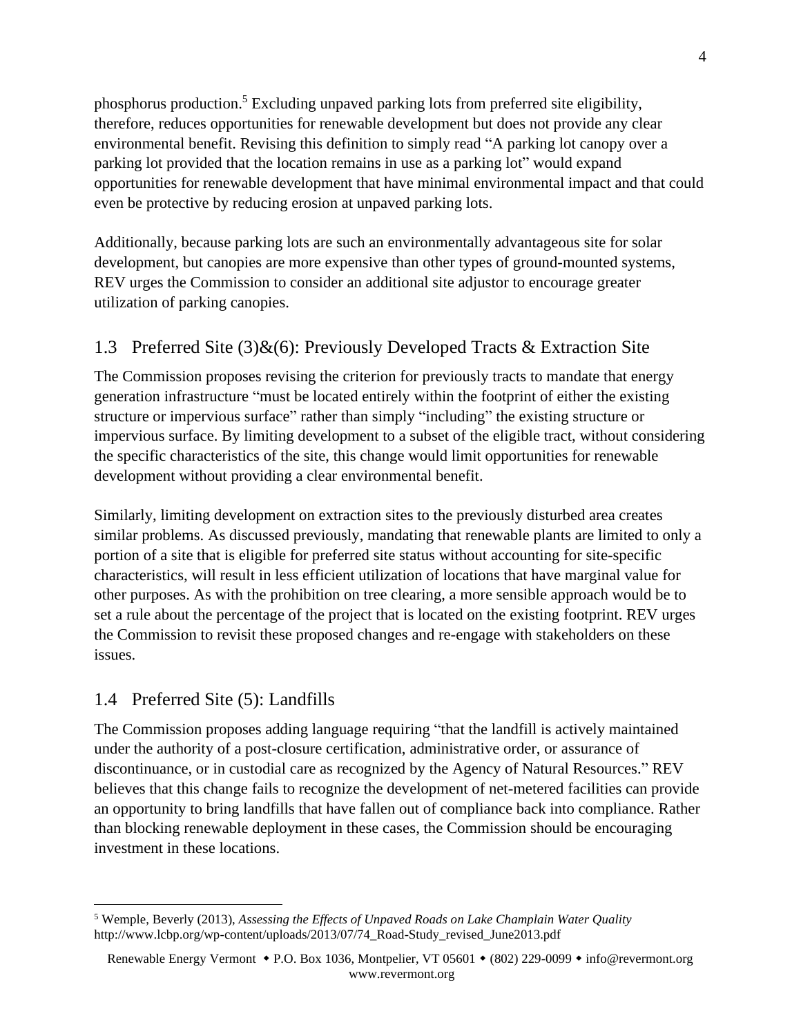phosphorus production.[5] Excluding unpaved parking lots from preferred site eligibility, therefore, reduces opportunities for renewable development but does not provide any clear environmental benefit. Revising this definition to simply read "A parking lot canopy over a parking lot provided that the location remains in use as a parking lot" would expand opportunities for renewable development that have minimal environmental impact and that could even be protective by reducing erosion at unpaved parking lots.

Additionally, because parking lots are such an environmentally advantageous site for solar development, but canopies are more expensive than other types of ground-mounted systems, REV urges the Commission to consider an additional site adjustor to encourage greater utilization of parking canopies.

## 1.3 Preferred Site (3)&(6): Previously Developed Tracts & Extraction Site

The Commission proposes revising the criterion for previously tracts to mandate that energy generation infrastructure "must be located entirely within the footprint of either the existing structure or impervious surface" rather than simply "including" the existing structure or impervious surface. By limiting development to a subset of the eligible tract, without considering the specific characteristics of the site, this change would limit opportunities for renewable development without providing a clear environmental benefit.

Similarly, limiting development on extraction sites to the previously disturbed area creates similar problems. As discussed previously, mandating that renewable plants are limited to only a portion of a site that is eligible for preferred site status without accounting for site-specific characteristics, will result in less efficient utilization of locations that have marginal value for other purposes. As with the prohibition on tree clearing, a more sensible approach would be to set a rule about the percentage of the project that is located on the existing footprint. REV urges the Commission to revisit these proposed changes and re-engage with stakeholders on these issues.

## 1.4 Preferred Site (5): Landfills

The Commission proposes adding language requiring "that the landfill is actively maintained under the authority of a post-closure certification, administrative order, or assurance of discontinuance, or in custodial care as recognized by the Agency of Natural Resources." REV believes that this change fails to recognize the development of net-metered facilities can provide an opportunity to bring landfills that have fallen out of compliance back into compliance. Rather than blocking renewable deployment in these cases, the Commission should be encouraging investment in these locations.

---

[5] Wemple, Beverly (2013), *Assessing the Effects of Unpaved Roads on Lake Champlain Water Quality* http://www.lcbp.org/wp-content/uploads/2013/07/74_Road-Study_revised_June2013.pdf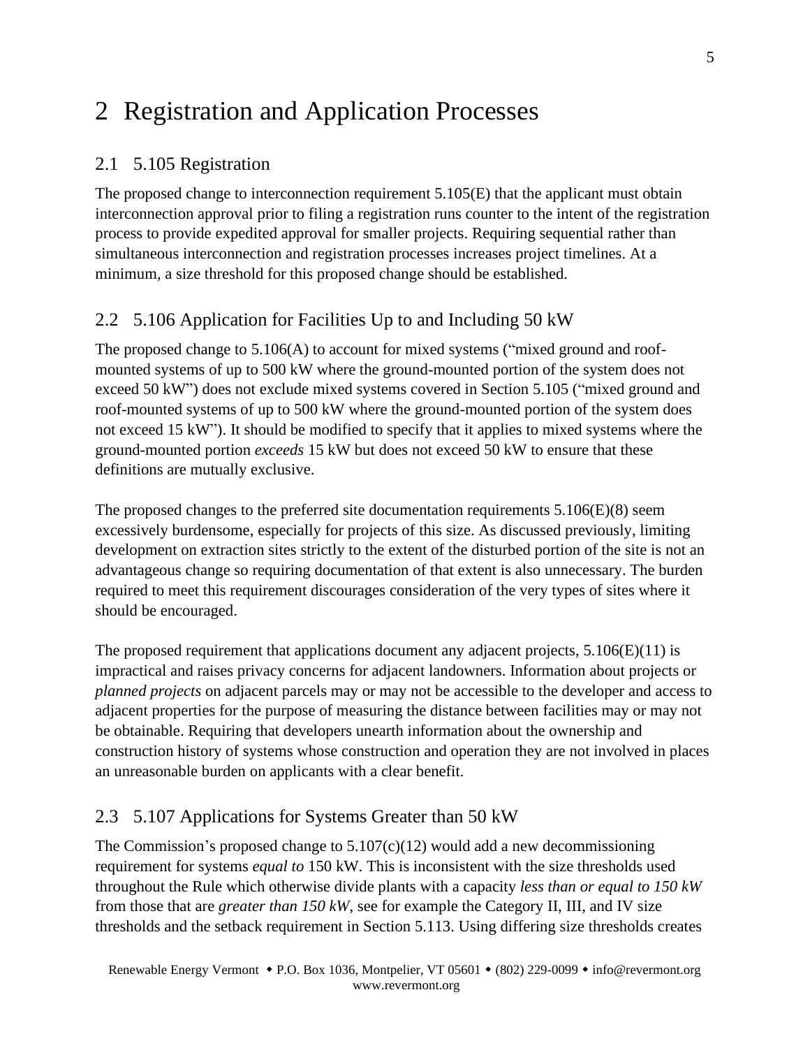# 2 Registration and Application Processes

## 2.1 5.105 Registration

The proposed change to interconnection requirement 5.105(E) that the applicant must obtain interconnection approval prior to filing a registration runs counter to the intent of the registration process to provide expedited approval for smaller projects. Requiring sequential rather than simultaneous interconnection and registration processes increases project timelines. At a minimum, a size threshold for this proposed change should be established.

## 2.2 5.106 Application for Facilities Up to and Including 50 kW

The proposed change to 5.106(A) to account for mixed systems ("mixed ground and roof-mounted systems of up to 500 kW where the ground-mounted portion of the system does not exceed 50 kW") does not exclude mixed systems covered in Section 5.105 ("mixed ground and roof-mounted systems of up to 500 kW where the ground-mounted portion of the system does not exceed 15 kW"). It should be modified to specify that it applies to mixed systems where the ground-mounted portion *exceeds* 15 kW but does not exceed 50 kW to ensure that these definitions are mutually exclusive.

The proposed changes to the preferred site documentation requirements 5.106(E)(8) seem excessively burdensome, especially for projects of this size. As discussed previously, limiting development on extraction sites strictly to the extent of the disturbed portion of the site is not an advantageous change so requiring documentation of that extent is also unnecessary. The burden required to meet this requirement discourages consideration of the very types of sites where it should be encouraged.

The proposed requirement that applications document any adjacent projects, 5.106(E)(11) is impractical and raises privacy concerns for adjacent landowners. Information about projects or *planned projects* on adjacent parcels may or may not be accessible to the developer and access to adjacent properties for the purpose of measuring the distance between facilities may or may not be obtainable. Requiring that developers unearth information about the ownership and construction history of systems whose construction and operation they are not involved in places an unreasonable burden on applicants with a clear benefit.

## 2.3 5.107 Applications for Systems Greater than 50 kW

The Commission's proposed change to 5.107(c)(12) would add a new decommissioning requirement for systems *equal to* 150 kW. This is inconsistent with the size thresholds used throughout the Rule which otherwise divide plants with a capacity *less than or equal to 150 kW* from those that are *greater than 150 kW*, see for example the Category II, III, and IV size thresholds and the setback requirement in Section 5.113. Using differing size thresholds creates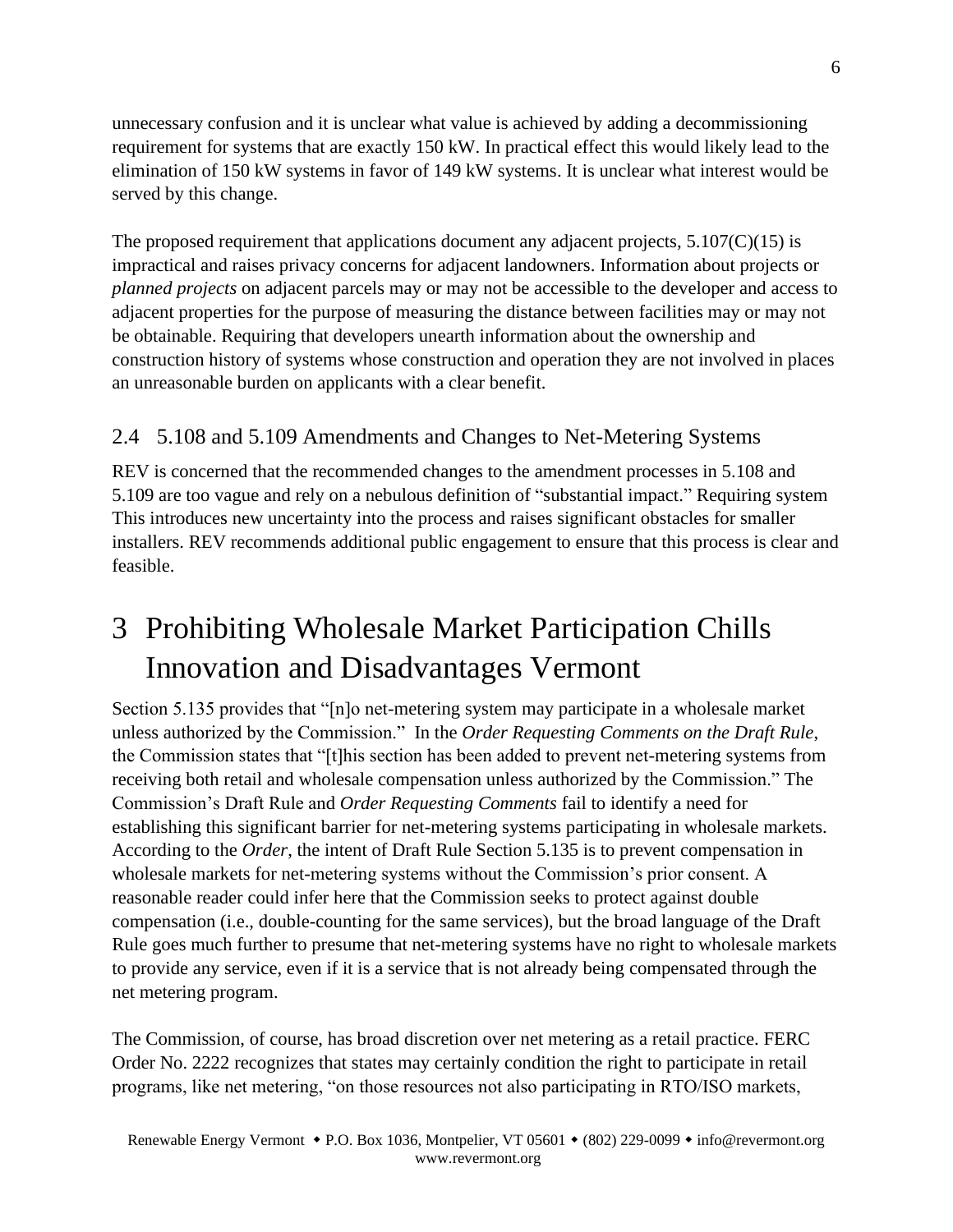unnecessary confusion and it is unclear what value is achieved by adding a decommissioning requirement for systems that are exactly 150 kW. In practical effect this would likely lead to the elimination of 150 kW systems in favor of 149 kW systems. It is unclear what interest would be served by this change.

The proposed requirement that applications document any adjacent projects, 5.107(C)(15) is impractical and raises privacy concerns for adjacent landowners. Information about projects or *planned projects* on adjacent parcels may or may not be accessible to the developer and access to adjacent properties for the purpose of measuring the distance between facilities may or may not be obtainable. Requiring that developers unearth information about the ownership and construction history of systems whose construction and operation they are not involved in places an unreasonable burden on applicants with a clear benefit.

## 2.4 5.108 and 5.109 Amendments and Changes to Net-Metering Systems

REV is concerned that the recommended changes to the amendment processes in 5.108 and 5.109 are too vague and rely on a nebulous definition of "substantial impact." Requiring system This introduces new uncertainty into the process and raises significant obstacles for smaller installers. REV recommends additional public engagement to ensure that this process is clear and feasible.

# 3 Prohibiting Wholesale Market Participation Chills Innovation and Disadvantages Vermont

Section 5.135 provides that "[n]o net-metering system may participate in a wholesale market unless authorized by the Commission." In the *Order Requesting Comments on the Draft Rule*, the Commission states that "[t]his section has been added to prevent net-metering systems from receiving both retail and wholesale compensation unless authorized by the Commission." The Commission's Draft Rule and *Order Requesting Comments* fail to identify a need for establishing this significant barrier for net-metering systems participating in wholesale markets. According to the *Order*, the intent of Draft Rule Section 5.135 is to prevent compensation in wholesale markets for net-metering systems without the Commission's prior consent. A reasonable reader could infer here that the Commission seeks to protect against double compensation (i.e., double-counting for the same services), but the broad language of the Draft Rule goes much further to presume that net-metering systems have no right to wholesale markets to provide any service, even if it is a service that is not already being compensated through the net metering program.

The Commission, of course, has broad discretion over net metering as a retail practice. FERC Order No. 2222 recognizes that states may certainly condition the right to participate in retail programs, like net metering, "on those resources not also participating in RTO/ISO markets,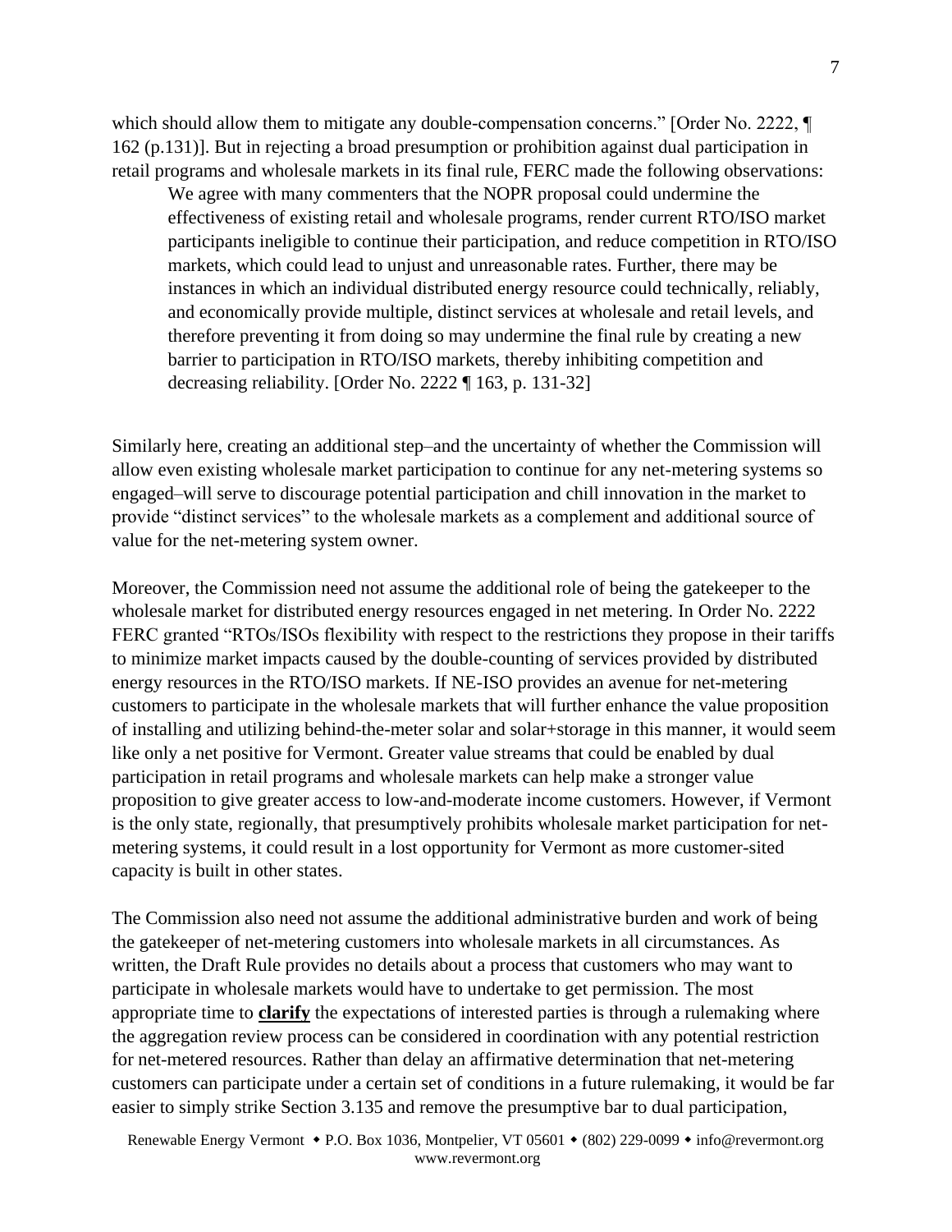which should allow them to mitigate any double-compensation concerns." [Order No. 2222, ¶ 162 (p.131)]. But in rejecting a broad presumption or prohibition against dual participation in retail programs and wholesale markets in its final rule, FERC made the following observations:

> We agree with many commenters that the NOPR proposal could undermine the effectiveness of existing retail and wholesale programs, render current RTO/ISO market participants ineligible to continue their participation, and reduce competition in RTO/ISO markets, which could lead to unjust and unreasonable rates. Further, there may be instances in which an individual distributed energy resource could technically, reliably, and economically provide multiple, distinct services at wholesale and retail levels, and therefore preventing it from doing so may undermine the final rule by creating a new barrier to participation in RTO/ISO markets, thereby inhibiting competition and decreasing reliability. [Order No. 2222 ¶ 163, p. 131-32]

Similarly here, creating an additional step–and the uncertainty of whether the Commission will allow even existing wholesale market participation to continue for any net-metering systems so engaged–will serve to discourage potential participation and chill innovation in the market to provide "distinct services" to the wholesale markets as a complement and additional source of value for the net-metering system owner.

Moreover, the Commission need not assume the additional role of being the gatekeeper to the wholesale market for distributed energy resources engaged in net metering. In Order No. 2222 FERC granted "RTOs/ISOs flexibility with respect to the restrictions they propose in their tariffs to minimize market impacts caused by the double-counting of services provided by distributed energy resources in the RTO/ISO markets. If NE-ISO provides an avenue for net-metering customers to participate in the wholesale markets that will further enhance the value proposition of installing and utilizing behind-the-meter solar and solar+storage in this manner, it would seem like only a net positive for Vermont. Greater value streams that could be enabled by dual participation in retail programs and wholesale markets can help make a stronger value proposition to give greater access to low-and-moderate income customers. However, if Vermont is the only state, regionally, that presumptively prohibits wholesale market participation for net-metering systems, it could result in a lost opportunity for Vermont as more customer-sited capacity is built in other states.

The Commission also need not assume the additional administrative burden and work of being the gatekeeper of net-metering customers into wholesale markets in all circumstances. As written, the Draft Rule provides no details about a process that customers who may want to participate in wholesale markets would have to undertake to get permission. The most appropriate time to **clarify** the expectations of interested parties is through a rulemaking where the aggregation review process can be considered in coordination with any potential restriction for net-metered resources. Rather than delay an affirmative determination that net-metering customers can participate under a certain set of conditions in a future rulemaking, it would be far easier to simply strike Section 3.135 and remove the presumptive bar to dual participation,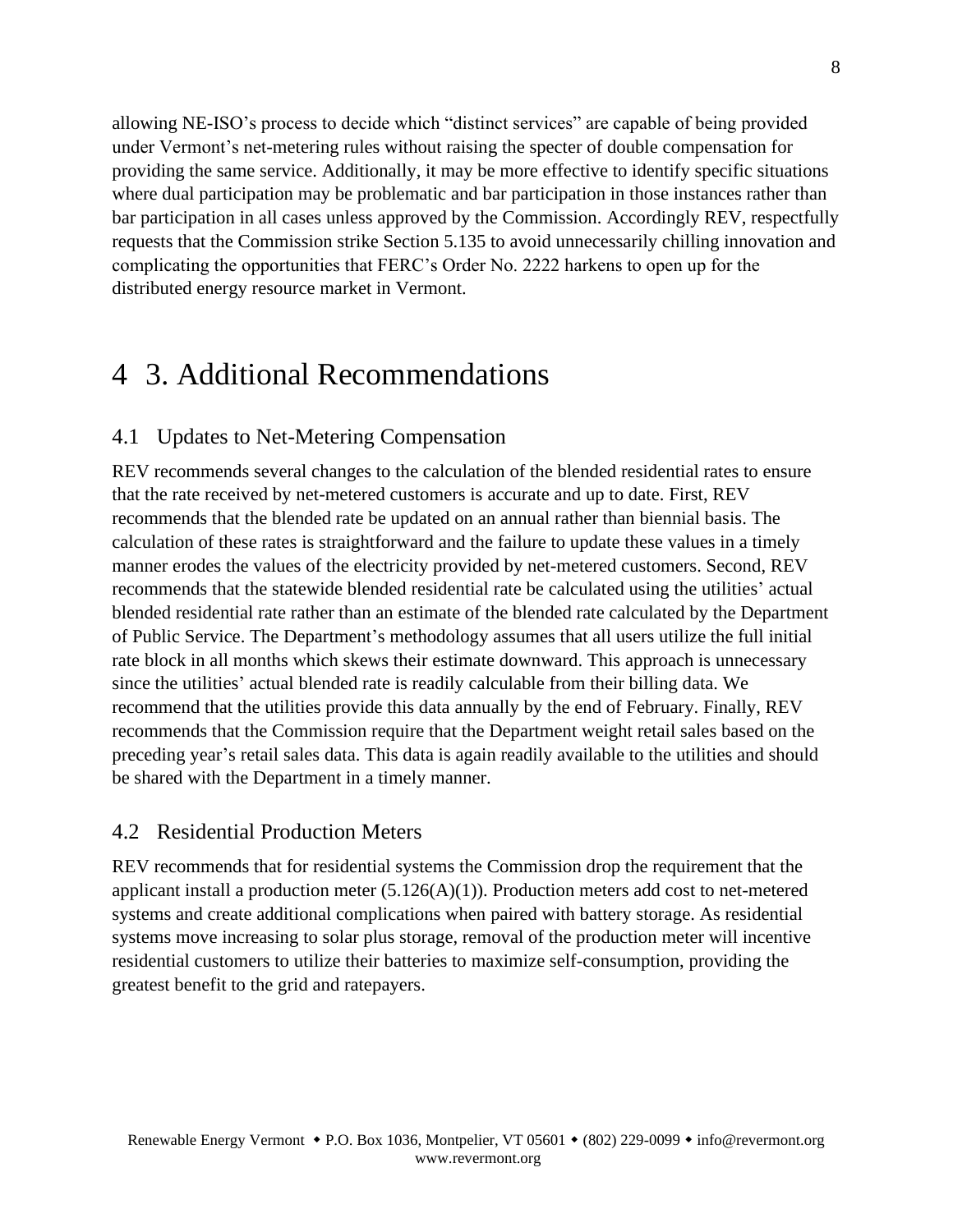allowing NE-ISO's process to decide which "distinct services" are capable of being provided under Vermont's net-metering rules without raising the specter of double compensation for providing the same service. Additionally, it may be more effective to identify specific situations where dual participation may be problematic and bar participation in those instances rather than bar participation in all cases unless approved by the Commission. Accordingly REV, respectfully requests that the Commission strike Section 5.135 to avoid unnecessarily chilling innovation and complicating the opportunities that FERC's Order No. 2222 harkens to open up for the distributed energy resource market in Vermont.

# 4 3. Additional Recommendations

## 4.1 Updates to Net-Metering Compensation

REV recommends several changes to the calculation of the blended residential rates to ensure that the rate received by net-metered customers is accurate and up to date. First, REV recommends that the blended rate be updated on an annual rather than biennial basis. The calculation of these rates is straightforward and the failure to update these values in a timely manner erodes the values of the electricity provided by net-metered customers. Second, REV recommends that the statewide blended residential rate be calculated using the utilities' actual blended residential rate rather than an estimate of the blended rate calculated by the Department of Public Service. The Department's methodology assumes that all users utilize the full initial rate block in all months which skews their estimate downward. This approach is unnecessary since the utilities' actual blended rate is readily calculable from their billing data. We recommend that the utilities provide this data annually by the end of February. Finally, REV recommends that the Commission require that the Department weight retail sales based on the preceding year's retail sales data. This data is again readily available to the utilities and should be shared with the Department in a timely manner.

## 4.2 Residential Production Meters

REV recommends that for residential systems the Commission drop the requirement that the applicant install a production meter (5.126(A)(1)). Production meters add cost to net-metered systems and create additional complications when paired with battery storage. As residential systems move increasing to solar plus storage, removal of the production meter will incentive residential customers to utilize their batteries to maximize self-consumption, providing the greatest benefit to the grid and ratepayers.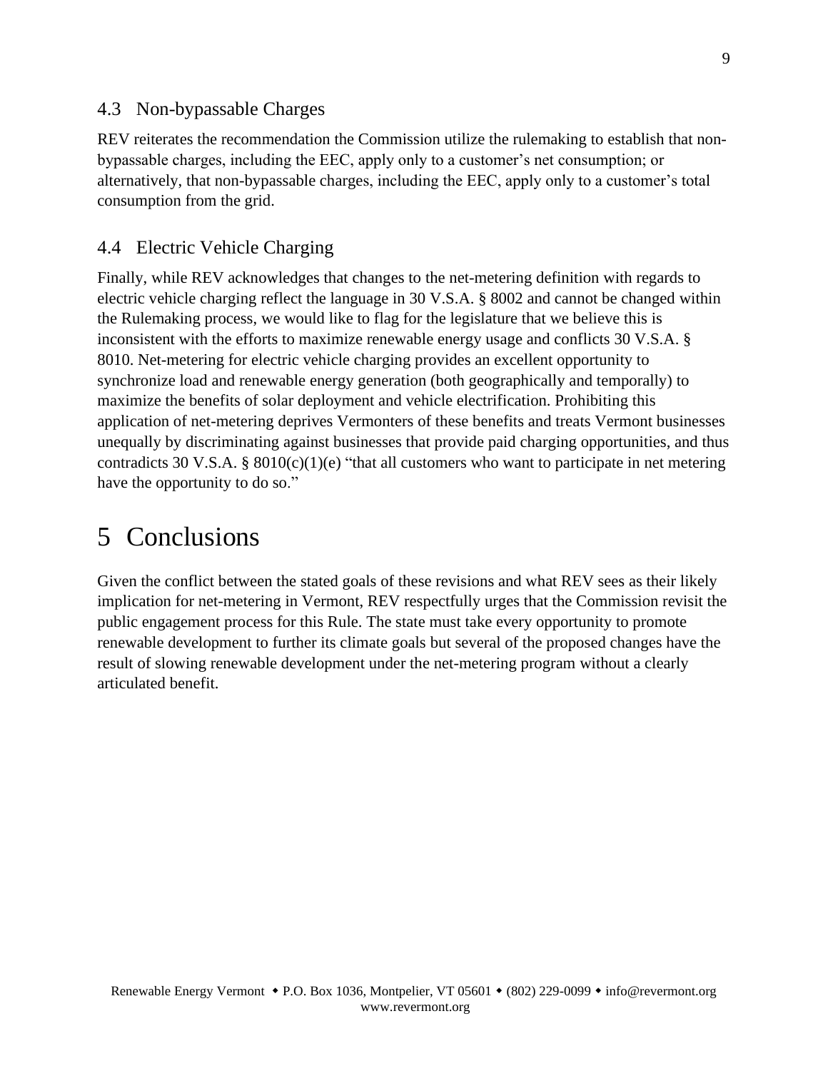### 4.3 Non-bypassable Charges

REV reiterates the recommendation the Commission utilize the rulemaking to establish that non-bypassable charges, including the EEC, apply only to a customer's net consumption; or alternatively, that non-bypassable charges, including the EEC, apply only to a customer's total consumption from the grid.

### 4.4 Electric Vehicle Charging

Finally, while REV acknowledges that changes to the net-metering definition with regards to electric vehicle charging reflect the language in 30 V.S.A. § 8002 and cannot be changed within the Rulemaking process, we would like to flag for the legislature that we believe this is inconsistent with the efforts to maximize renewable energy usage and conflicts 30 V.S.A. § 8010. Net-metering for electric vehicle charging provides an excellent opportunity to synchronize load and renewable energy generation (both geographically and temporally) to maximize the benefits of solar deployment and vehicle electrification. Prohibiting this application of net-metering deprives Vermonters of these benefits and treats Vermont businesses unequally by discriminating against businesses that provide paid charging opportunities, and thus contradicts 30 V.S.A. § 8010(c)(1)(e) "that all customers who want to participate in net metering have the opportunity to do so."

# 5 Conclusions

Given the conflict between the stated goals of these revisions and what REV sees as their likely implication for net-metering in Vermont, REV respectfully urges that the Commission revisit the public engagement process for this Rule. The state must take every opportunity to promote renewable development to further its climate goals but several of the proposed changes have the result of slowing renewable development under the net-metering program without a clearly articulated benefit.